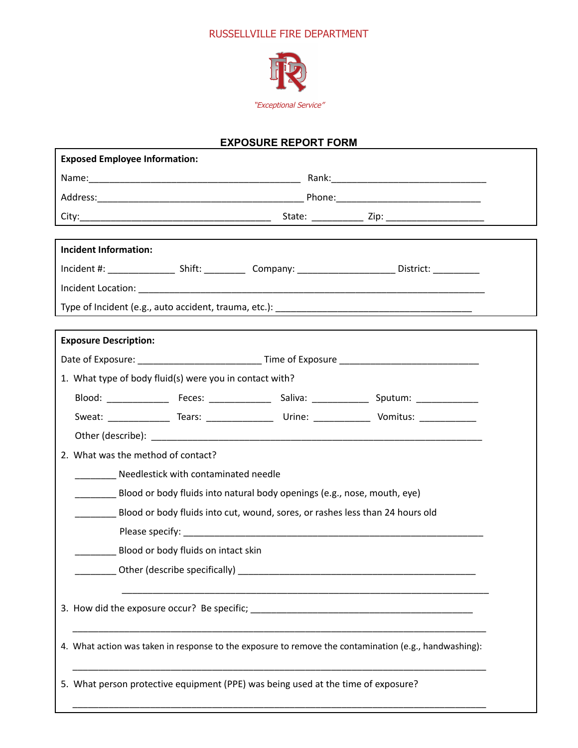RUSSELLVILLE FIRE DEPARTMENT

*"Exceptional Service"*

# EXPOSURE REPORT FORM

**Exposed Employee Information:**

Name:__________________________________________ Rank:_______________________________

Address:__________________________________________ Phone:_____________________________

City:_______________________________________ State: __________ Zip: ____________________

**Incident Information:**

Incident #: _____________ Shift: ________ Company: ___________________ District: _________

Incident Location: ___________________________________________________________________________

Type of Incident (e.g., auto accident, trauma, etc.): ______________________________________

**Exposure Description:**

Date of Exposure: ________________________ Time of Exposure ___________________________

1. What type of body fluid(s) were you in contact with?

   Blood: ____________ Feces: ____________ Saliva: ___________ Sputum: ____________

   Sweat: ____________ Tears: _____________ Urine: ___________ Vomitus: ___________

   Other (describe): _________________________________________________________________

2. What was the method of contact?

   ________ Needlestick with contaminated needle

   ________ Blood or body fluids into natural body openings (e.g., nose, mouth, eye)

   ________ Blood or body fluids into cut, wound, sores, or rashes less than 24 hours old

   Please specify: __________________________________________________________

   ________ Blood or body fluids on intact skin

   ________ Other (describe specifically) ______________________________________________

   ______________________________________________________________________________

3. How did the exposure occur? Be specific; _____________________________________________

   ______________________________________________________________________________

4. What action was taken in response to the exposure to remove the contamination (e.g., handwashing):

   ______________________________________________________________________________

5. What person protective equipment (PPE) was being used at the time of exposure?

   ______________________________________________________________________________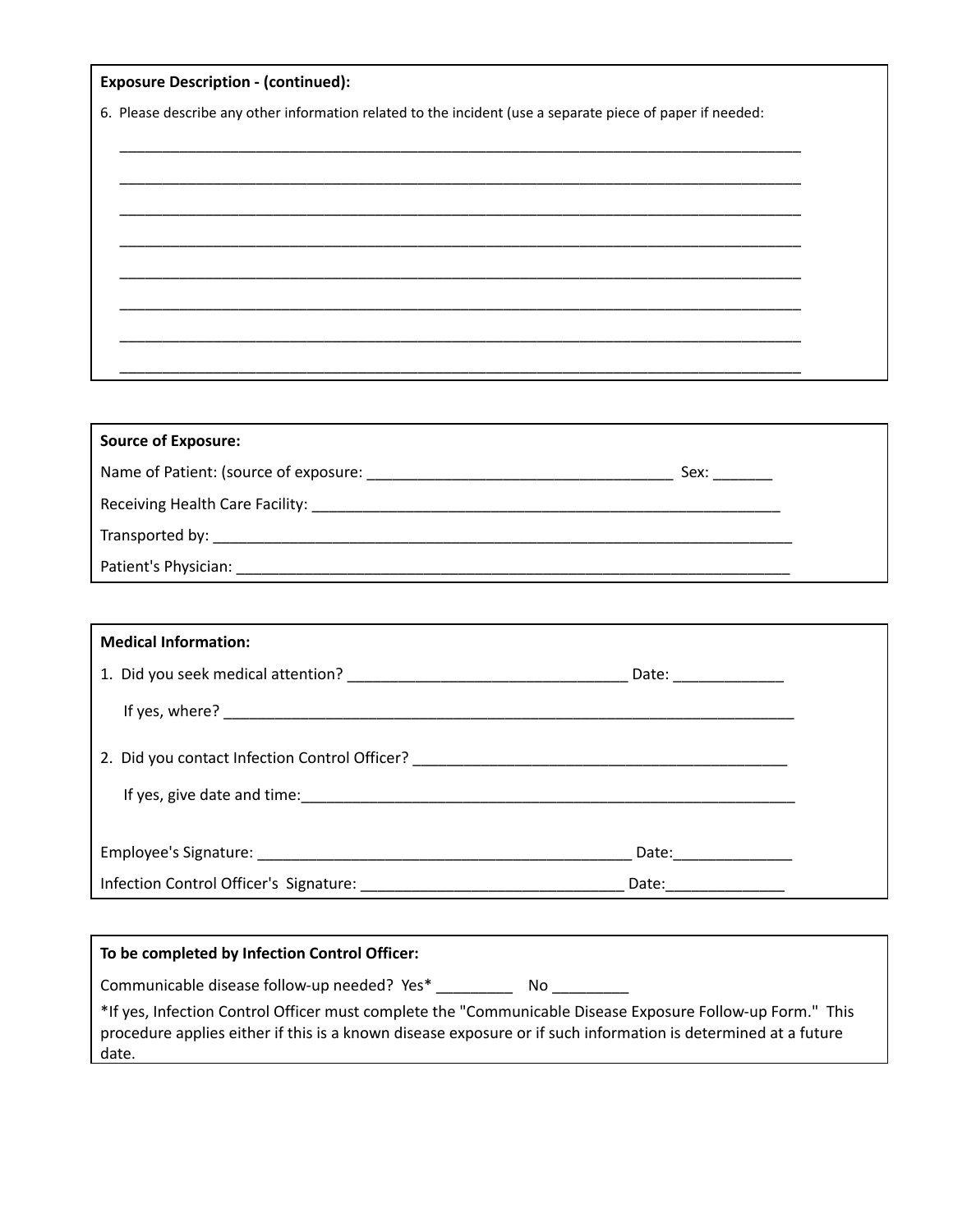**Exposure Description - (continued):**

6. Please describe any other information related to the incident (use a separate piece of paper if needed:

\_\_\_\_\_\_\_\_\_\_\_\_\_\_\_\_\_\_\_\_\_\_\_\_\_\_\_\_\_\_\_\_\_\_\_\_\_\_\_\_\_\_\_\_\_\_\_\_\_\_\_\_\_\_\_\_\_\_\_\_\_\_\_\_\_\_\_\_\_\_\_\_\_\_\_\_\_\_

\_\_\_\_\_\_\_\_\_\_\_\_\_\_\_\_\_\_\_\_\_\_\_\_\_\_\_\_\_\_\_\_\_\_\_\_\_\_\_\_\_\_\_\_\_\_\_\_\_\_\_\_\_\_\_\_\_\_\_\_\_\_\_\_\_\_\_\_\_\_\_\_\_\_\_\_\_\_

\_\_\_\_\_\_\_\_\_\_\_\_\_\_\_\_\_\_\_\_\_\_\_\_\_\_\_\_\_\_\_\_\_\_\_\_\_\_\_\_\_\_\_\_\_\_\_\_\_\_\_\_\_\_\_\_\_\_\_\_\_\_\_\_\_\_\_\_\_\_\_\_\_\_\_\_\_\_

\_\_\_\_\_\_\_\_\_\_\_\_\_\_\_\_\_\_\_\_\_\_\_\_\_\_\_\_\_\_\_\_\_\_\_\_\_\_\_\_\_\_\_\_\_\_\_\_\_\_\_\_\_\_\_\_\_\_\_\_\_\_\_\_\_\_\_\_\_\_\_\_\_\_\_\_\_\_

\_\_\_\_\_\_\_\_\_\_\_\_\_\_\_\_\_\_\_\_\_\_\_\_\_\_\_\_\_\_\_\_\_\_\_\_\_\_\_\_\_\_\_\_\_\_\_\_\_\_\_\_\_\_\_\_\_\_\_\_\_\_\_\_\_\_\_\_\_\_\_\_\_\_\_\_\_\_

\_\_\_\_\_\_\_\_\_\_\_\_\_\_\_\_\_\_\_\_\_\_\_\_\_\_\_\_\_\_\_\_\_\_\_\_\_\_\_\_\_\_\_\_\_\_\_\_\_\_\_\_\_\_\_\_\_\_\_\_\_\_\_\_\_\_\_\_\_\_\_\_\_\_\_\_\_\_

\_\_\_\_\_\_\_\_\_\_\_\_\_\_\_\_\_\_\_\_\_\_\_\_\_\_\_\_\_\_\_\_\_\_\_\_\_\_\_\_\_\_\_\_\_\_\_\_\_\_\_\_\_\_\_\_\_\_\_\_\_\_\_\_\_\_\_\_\_\_\_\_\_\_\_\_\_\_

\_\_\_\_\_\_\_\_\_\_\_\_\_\_\_\_\_\_\_\_\_\_\_\_\_\_\_\_\_\_\_\_\_\_\_\_\_\_\_\_\_\_\_\_\_\_\_\_\_\_\_\_\_\_\_\_\_\_\_\_\_\_\_\_\_\_\_\_\_\_\_\_\_\_\_\_\_\_

**Source of Exposure:**

Name of Patient: (source of exposure: \_\_\_\_\_\_\_\_\_\_\_\_\_\_\_\_\_\_\_\_\_\_\_\_\_\_\_\_\_\_\_\_\_\_\_\_ Sex: \_\_\_\_\_\_\_

Receiving Health Care Facility: \_\_\_\_\_\_\_\_\_\_\_\_\_\_\_\_\_\_\_\_\_\_\_\_\_\_\_\_\_\_\_\_\_\_\_\_\_\_\_\_\_\_\_\_\_\_\_\_\_\_\_\_\_\_\_\_

Transported by: \_\_\_\_\_\_\_\_\_\_\_\_\_\_\_\_\_\_\_\_\_\_\_\_\_\_\_\_\_\_\_\_\_\_\_\_\_\_\_\_\_\_\_\_\_\_\_\_\_\_\_\_\_\_\_\_\_\_\_\_\_\_\_\_\_\_\_\_\_

Patient's Physician: \_\_\_\_\_\_\_\_\_\_\_\_\_\_\_\_\_\_\_\_\_\_\_\_\_\_\_\_\_\_\_\_\_\_\_\_\_\_\_\_\_\_\_\_\_\_\_\_\_\_\_\_\_\_\_\_\_\_\_\_\_\_\_\_

**Medical Information:**

1. Did you seek medical attention? \_\_\_\_\_\_\_\_\_\_\_\_\_\_\_\_\_\_\_\_\_\_\_\_\_\_\_\_\_\_\_\_\_ Date: \_\_\_\_\_\_\_\_\_\_\_\_\_

   If yes, where? \_\_\_\_\_\_\_\_\_\_\_\_\_\_\_\_\_\_\_\_\_\_\_\_\_\_\_\_\_\_\_\_\_\_\_\_\_\_\_\_\_\_\_\_\_\_\_\_\_\_\_\_\_\_\_\_\_\_\_\_\_\_\_\_\_\_\_\_

2. Did you contact Infection Control Officer? \_\_\_\_\_\_\_\_\_\_\_\_\_\_\_\_\_\_\_\_\_\_\_\_\_\_\_\_\_\_\_\_\_\_\_\_\_\_\_\_\_\_\_\_\_

   If yes, give date and time:\_\_\_\_\_\_\_\_\_\_\_\_\_\_\_\_\_\_\_\_\_\_\_\_\_\_\_\_\_\_\_\_\_\_\_\_\_\_\_\_\_\_\_\_\_\_\_\_\_\_\_\_\_\_\_\_\_\_\_

Employee's Signature: \_\_\_\_\_\_\_\_\_\_\_\_\_\_\_\_\_\_\_\_\_\_\_\_\_\_\_\_\_\_\_\_\_\_\_\_\_\_\_\_\_\_\_\_\_\_ Date:\_\_\_\_\_\_\_\_\_\_\_\_\_\_

Infection Control Officer's Signature: \_\_\_\_\_\_\_\_\_\_\_\_\_\_\_\_\_\_\_\_\_\_\_\_\_\_\_\_\_\_\_\_\_ Date:\_\_\_\_\_\_\_\_\_\_\_\_\_\_

**To be completed by Infection Control Officer:**

Communicable disease follow-up needed? Yes* \_\_\_\_\_\_\_\_\_ No \_\_\_\_\_\_\_\_\_

*If yes, Infection Control Officer must complete the "Communicable Disease Exposure Follow-up Form." This procedure applies either if this is a known disease exposure or if such information is determined at a future date.